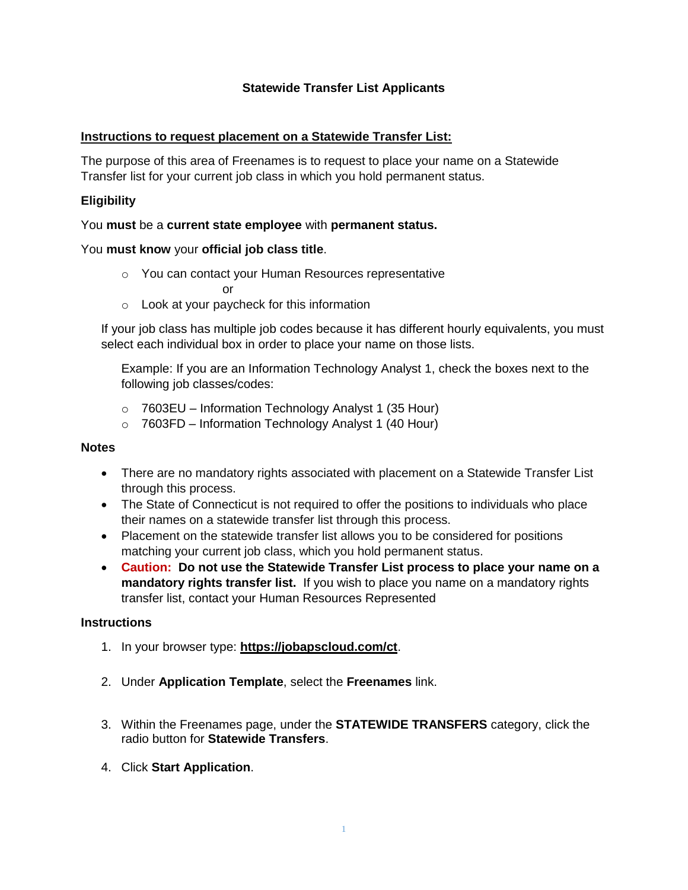# Statewide Transfer List Applicants

## Instructions to request placement on a Statewide Transfer List:

The purpose of this area of Freenames is to request to place your name on a Statewide Transfer list for your current job class in which you hold permanent status.

### Eligibility

You **must** be a **current state employee** with **permanent status.**

You **must know** your **official job class title**.

- You can contact your Human Resources representative

  or
- Look at your paycheck for this information

If your job class has multiple job codes because it has different hourly equivalents, you must select each individual box in order to place your name on those lists.

Example: If you are an Information Technology Analyst 1, check the boxes next to the following job classes/codes:

- 7603EU – Information Technology Analyst 1 (35 Hour)
- 7603FD – Information Technology Analyst 1 (40 Hour)

### Notes

- There are no mandatory rights associated with placement on a Statewide Transfer List through this process.
- The State of Connecticut is not required to offer the positions to individuals who place their names on a statewide transfer list through this process.
- Placement on the statewide transfer list allows you to be considered for positions matching your current job class, which you hold permanent status.
- **Caution: Do not use the Statewide Transfer List process to place your name on a mandatory rights transfer list.** If you wish to place you name on a mandatory rights transfer list, contact your Human Resources Represented

### Instructions

1. In your browser type: **https://jobapscloud.com/ct**.
2. Under **Application Template**, select the **Freenames** link.
3. Within the Freenames page, under the **STATEWIDE TRANSFERS** category, click the radio button for **Statewide Transfers**.
4. Click **Start Application**.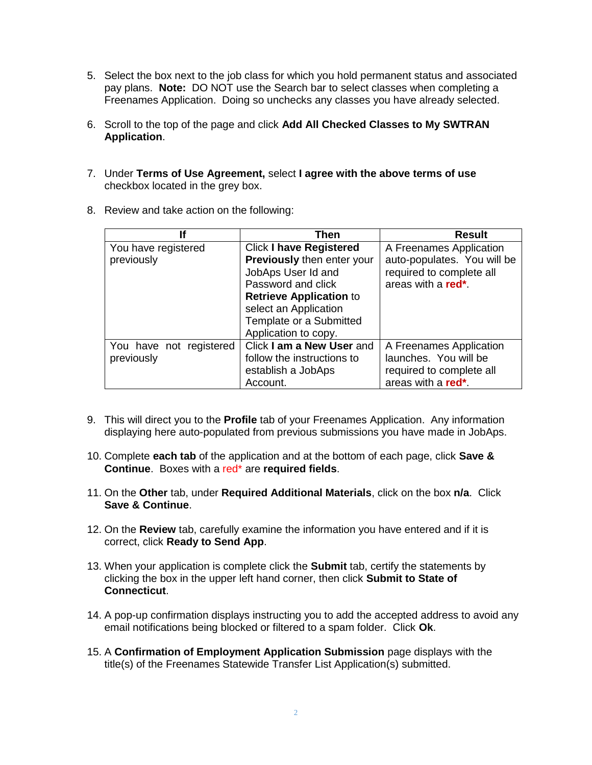5. Select the box next to the job class for which you hold permanent status and associated pay plans. **Note:** DO NOT use the Search bar to select classes when completing a Freenames Application. Doing so unchecks any classes you have already selected.

6. Scroll to the top of the page and click **Add All Checked Classes to My SWTRAN Application**.

7. Under **Terms of Use Agreement,** select **I agree with the above terms of use** checkbox located in the grey box.

8. Review and take action on the following:

| If | Then | Result |
|---|---|---|
| You have registered previously | Click **I have Registered Previously** then enter your JobAps User Id and Password and click **Retrieve Application** to select an Application Template or a Submitted Application to copy. | A Freenames Application auto-populates. You will be required to complete all areas with a **red***. |
| You have not registered previously | Click **I am a New User** and follow the instructions to establish a JobAps Account. | A Freenames Application launches. You will be required to complete all areas with a **red***. |

9. This will direct you to the **Profile** tab of your Freenames Application. Any information displaying here auto-populated from previous submissions you have made in JobAps.

10. Complete **each tab** of the application and at the bottom of each page, click **Save & Continue**. Boxes with a red* are **required fields**.

11. On the **Other** tab, under **Required Additional Materials**, click on the box **n/a**. Click **Save & Continue**.

12. On the **Review** tab, carefully examine the information you have entered and if it is correct, click **Ready to Send App**.

13. When your application is complete click the **Submit** tab, certify the statements by clicking the box in the upper left hand corner, then click **Submit to State of Connecticut**.

14. A pop-up confirmation displays instructing you to add the accepted address to avoid any email notifications being blocked or filtered to a spam folder. Click **Ok**.

15. A **Confirmation of Employment Application Submission** page displays with the title(s) of the Freenames Statewide Transfer List Application(s) submitted.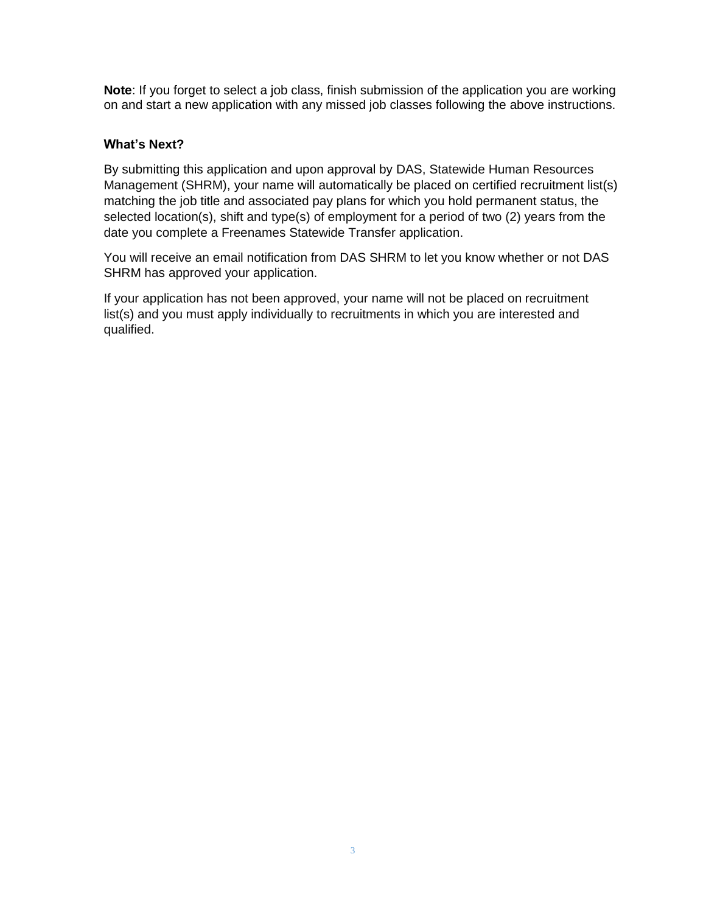**Note**: If you forget to select a job class, finish submission of the application you are working on and start a new application with any missed job classes following the above instructions.

### What's Next?

By submitting this application and upon approval by DAS, Statewide Human Resources Management (SHRM), your name will automatically be placed on certified recruitment list(s) matching the job title and associated pay plans for which you hold permanent status, the selected location(s), shift and type(s) of employment for a period of two (2) years from the date you complete a Freenames Statewide Transfer application.

You will receive an email notification from DAS SHRM to let you know whether or not DAS SHRM has approved your application.

If your application has not been approved, your name will not be placed on recruitment list(s) and you must apply individually to recruitments in which you are interested and qualified.